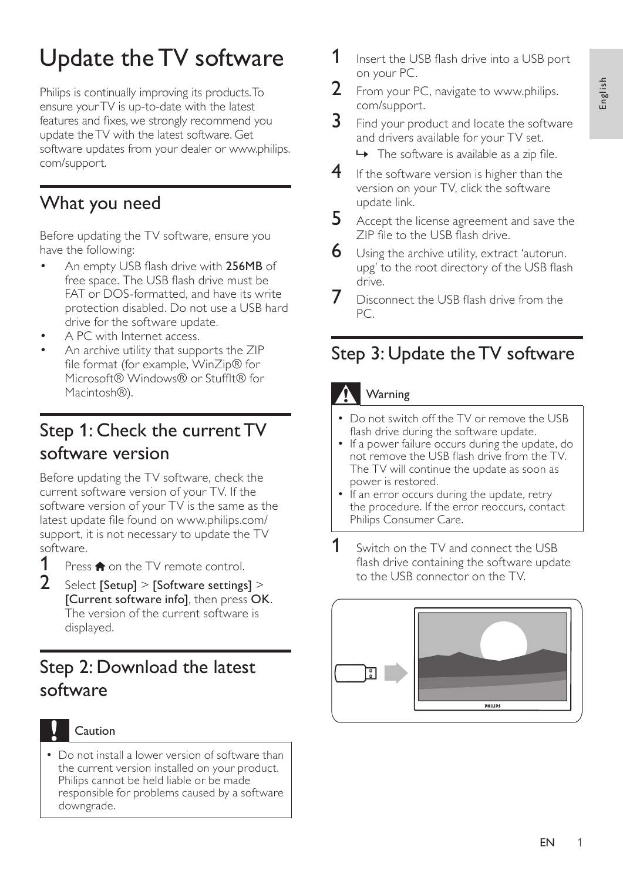# Update the TV software

Philips is continually improving its products. To ensure your TV is up-to-date with the latest features and fixes, we strongly recommend you update the TV with the latest software. Get software updates from your dealer or www.philips.com/support.

## What you need

Before updating the TV software, ensure you have the following:

- An empty USB flash drive with **256MB** of free space. The USB flash drive must be FAT or DOS-formatted, and have its write protection disabled. Do not use a USB hard drive for the software update.
- A PC with Internet access.
- An archive utility that supports the ZIP file format (for example, WinZip® for Microsoft® Windows® or StuffIt® for Macintosh®).

## Step 1: Check the current TV software version

Before updating the TV software, check the current software version of your TV. If the software version of your TV is the same as the latest update file found on www.philips.com/support, it is not necessary to update the TV software.

1. Press 🏠 on the TV remote control.
2. Select **[Setup]** > **[Software settings]** > **[Current software info]**, then press **OK**. The version of the current software is displayed.

## Step 2: Download the latest software

**Caution**

- Do not install a lower version of software than the current version installed on your product. Philips cannot be held liable or be made responsible for problems caused by a software downgrade.

1. Insert the USB flash drive into a USB port on your PC.
2. From your PC, navigate to www.philips.com/support.
3. Find your product and locate the software and drivers available for your TV set.
   ↳ The software is available as a zip file.
4. If the software version is higher than the version on your TV, click the software update link.
5. Accept the license agreement and save the ZIP file to the USB flash drive.
6. Using the archive utility, extract 'autorun.upg' to the root directory of the USB flash drive.
7. Disconnect the USB flash drive from the PC.

## Step 3: Update the TV software

**Warning**

- Do not switch off the TV or remove the USB flash drive during the software update.
- If a power failure occurs during the update, do not remove the USB flash drive from the TV. The TV will continue the update as soon as power is restored.
- If an error occurs during the update, retry the procedure. If the error reoccurs, contact Philips Consumer Care.

1. Switch on the TV and connect the USB flash drive containing the software update to the USB connector on the TV.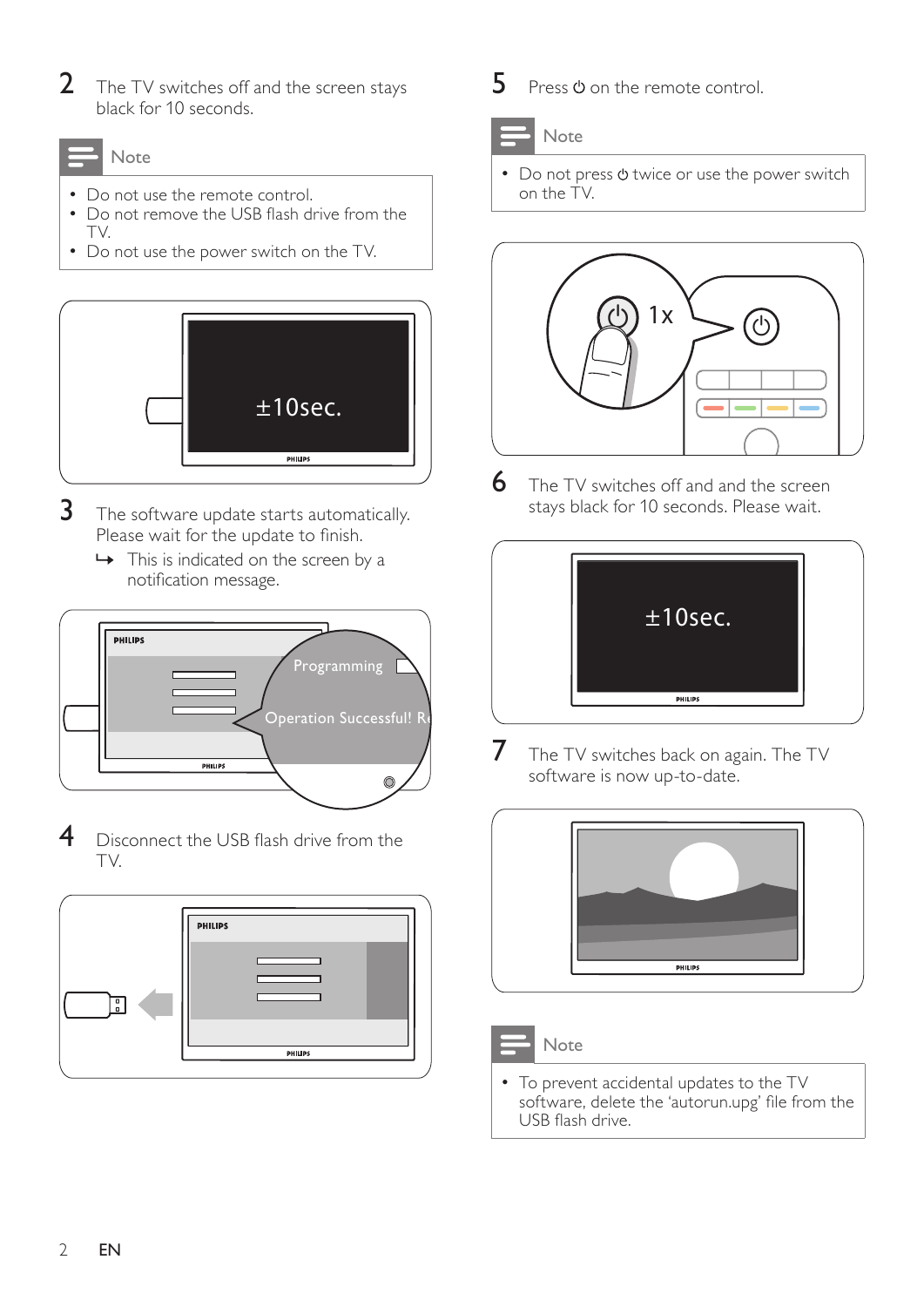2. The TV switches off and the screen stays black for 10 seconds.

**Note**

- Do not use the remote control.
- Do not remove the USB flash drive from the TV.
- Do not use the power switch on the TV.

3. The software update starts automatically. Please wait for the update to finish.
   - ↳ This is indicated on the screen by a notification message.

4. Disconnect the USB flash drive from the TV.

5. Press ⏻ on the remote control.

**Note**

- Do not press ⏻ twice or use the power switch on the TV.

6. The TV switches off and and the screen stays black for 10 seconds. Please wait.

7. The TV switches back on again. The TV software is now up-to-date.

**Note**

- To prevent accidental updates to the TV software, delete the 'autorun.upg' file from the USB flash drive.